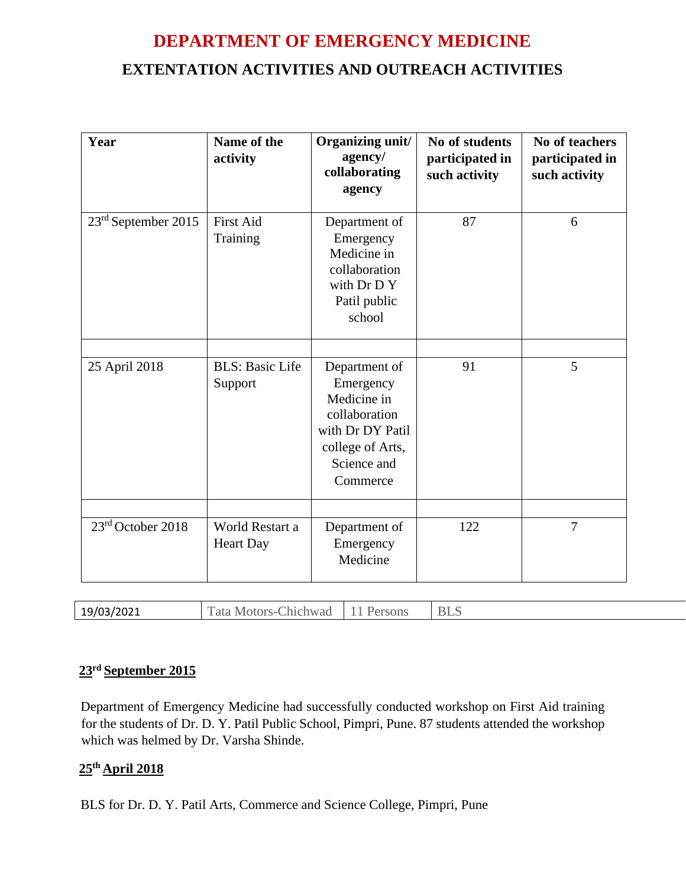# DEPARTMENT OF EMERGENCY MEDICINE

## EXTENTATION ACTIVITIES AND OUTREACH ACTIVITIES

| Year | Name of the activity | Organizing unit/ agency/ collaborating agency | No of students participated in such activity | No of teachers participated in such activity |
|---|---|---|---|---|
| 23rd September 2015 | First Aid Training | Department of Emergency Medicine in collaboration with Dr D Y Patil public school | 87 | 6 |
| | | | | |
| 25 April 2018 | BLS: Basic Life Support | Department of Emergency Medicine in collaboration with Dr DY Patil college of Arts, Science and Commerce | 91 | 5 |
| | | | | |
| 23rd October 2018 | World Restart a Heart Day | Department of Emergency Medicine | 122 | 7 |
| 19/03/2021 | Tata Motors-Chichwad | 11 Persons | BLS | |

**23rd September 2015**

Department of Emergency Medicine had successfully conducted workshop on First Aid training for the students of Dr. D. Y. Patil Public School, Pimpri, Pune. 87 students attended the workshop which was helmed by Dr. Varsha Shinde.

**25th April 2018**

BLS for Dr. D. Y. Patil Arts, Commerce and Science College, Pimpri, Pune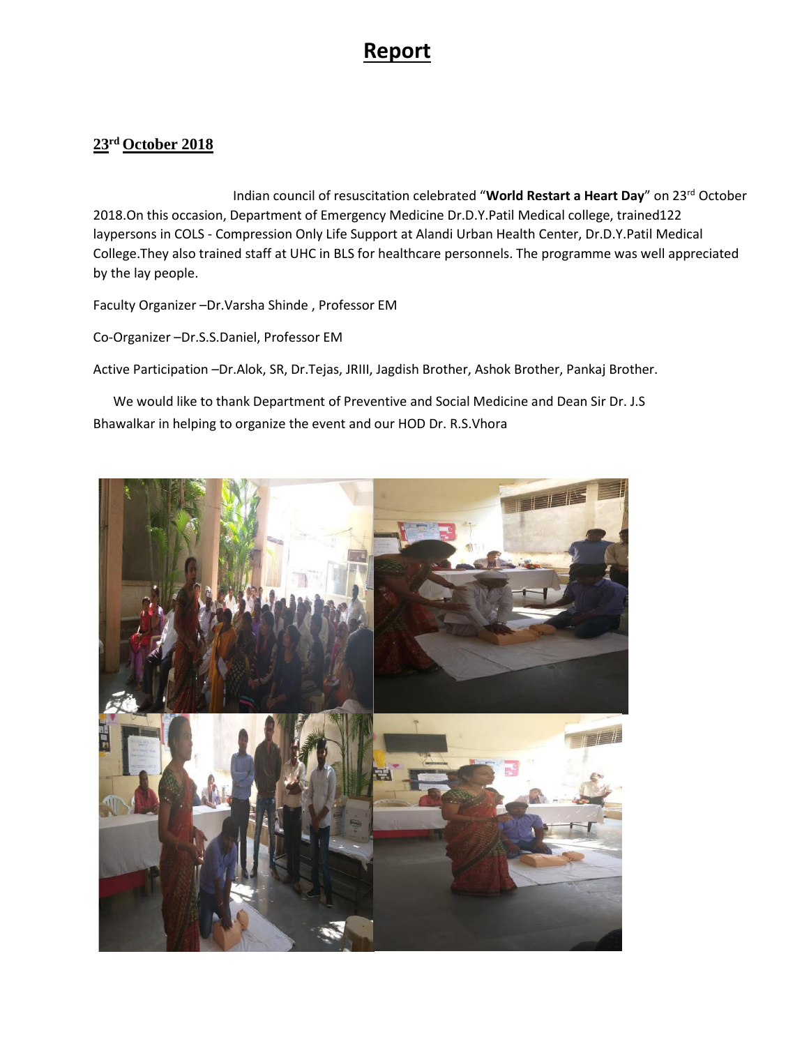# Report

## 23rd October 2018

Indian council of resuscitation celebrated "**World Restart a Heart Day**" on 23rd October 2018.On this occasion, Department of Emergency Medicine Dr.D.Y.Patil Medical college, trained122 laypersons in COLS - Compression Only Life Support at Alandi Urban Health Center, Dr.D.Y.Patil Medical College.They also trained staff at UHC in BLS for healthcare personnels. The programme was well appreciated by the lay people.

Faculty Organizer –Dr.Varsha Shinde , Professor EM

Co-Organizer –Dr.S.S.Daniel, Professor EM

Active Participation –Dr.Alok, SR, Dr.Tejas, JRIII, Jagdish Brother, Ashok Brother, Pankaj Brother.

We would like to thank Department of Preventive and Social Medicine and Dean Sir Dr. J.S Bhawalkar in helping to organize the event and our HOD Dr. R.S.Vhora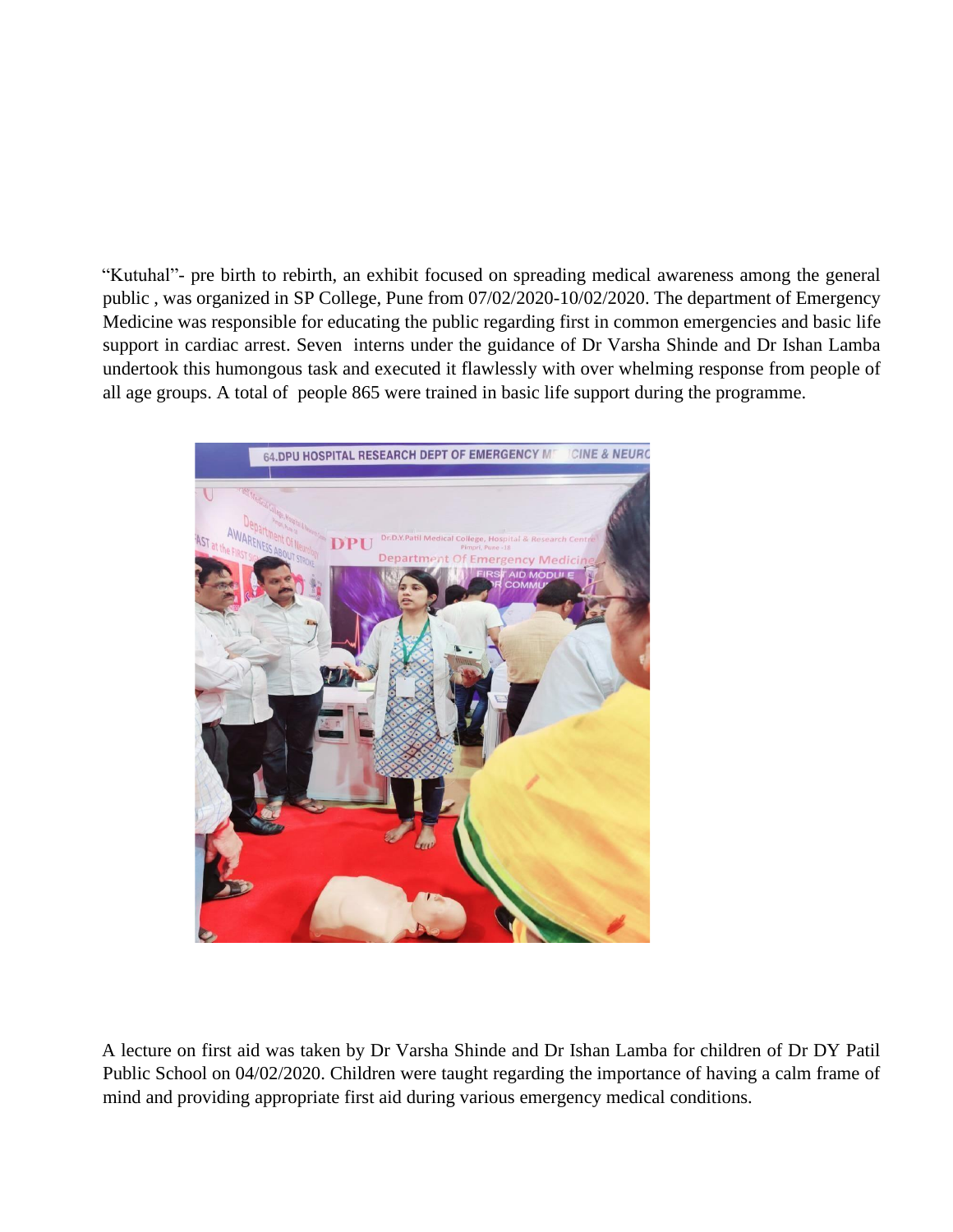"Kutuhal"- pre birth to rebirth, an exhibit focused on spreading medical awareness among the general public , was organized in SP College, Pune from 07/02/2020-10/02/2020. The department of Emergency Medicine was responsible for educating the public regarding first in common emergencies and basic life support in cardiac arrest. Seven interns under the guidance of Dr Varsha Shinde and Dr Ishan Lamba undertook this humongous task and executed it flawlessly with over whelming response from people of all age groups. A total of people 865 were trained in basic life support during the programme.

A lecture on first aid was taken by Dr Varsha Shinde and Dr Ishan Lamba for children of Dr DY Patil Public School on 04/02/2020. Children were taught regarding the importance of having a calm frame of mind and providing appropriate first aid during various emergency medical conditions.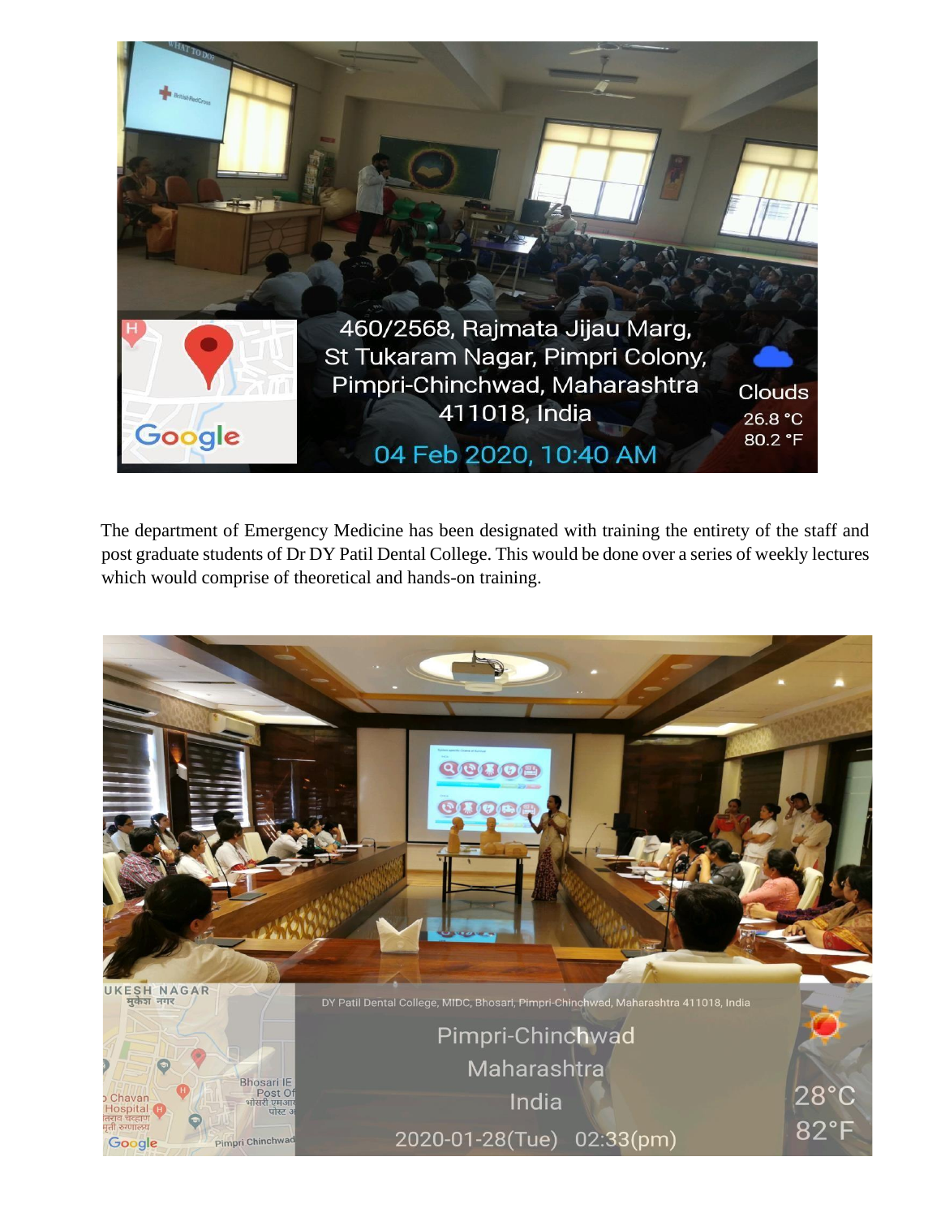The department of Emergency Medicine has been designated with training the entirety of the staff and post graduate students of Dr DY Patil Dental College. This would be done over a series of weekly lectures which would comprise of theoretical and hands-on training.